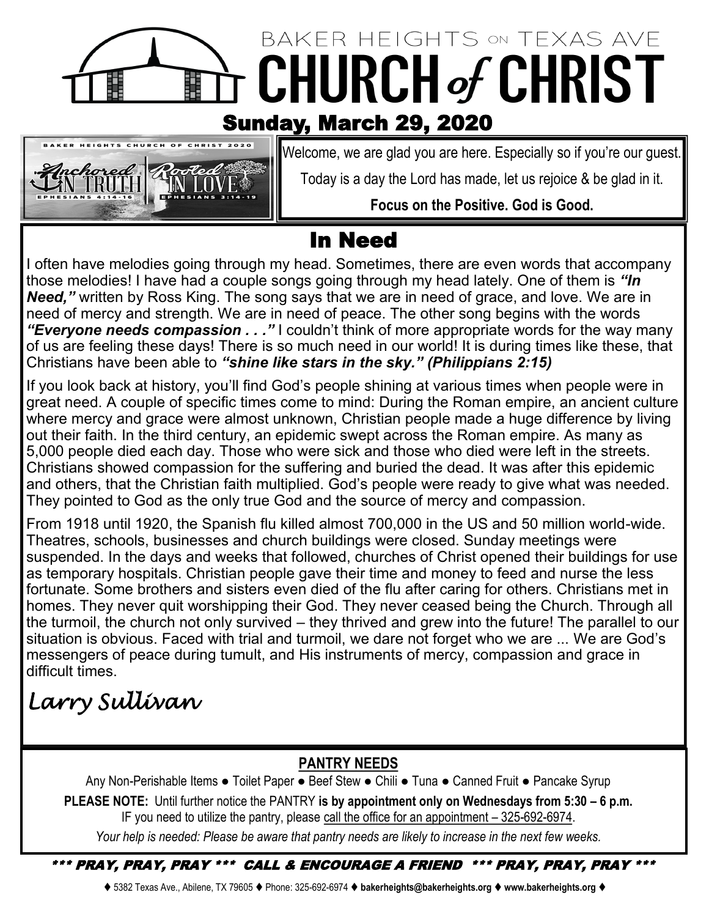# BAKER HEIGHTS ON TEXAS AVE CHURCH *of* CHRIST

## Sunday, March 29, 2020

BAKER HEIGHTS CHURCH OF CHRIST 2020

Anchored IN TRUTH — EPHESIANS 4:14-16
Rooted IN LOVE — EPHESIANS 3:14-19

Welcome, we are glad you are here. Especially so if you're our guest.

Today is a day the Lord has made, let us rejoice & be glad in it.

**Focus on the Positive. God is Good.**

## In Need

I often have melodies going through my head. Sometimes, there are even words that accompany those melodies! I have had a couple songs going through my head lately. One of them is ***"In Need,"*** written by Ross King. The song says that we are in need of grace, and love. We are in need of mercy and strength. We are in need of peace. The other song begins with the words ***"Everyone needs compassion . . ."*** I couldn't think of more appropriate words for the way many of us are feeling these days! There is so much need in our world! It is during times like these, that Christians have been able to ***"shine like stars in the sky." (Philippians 2:15)***

If you look back at history, you'll find God's people shining at various times when people were in great need. A couple of specific times come to mind: During the Roman empire, an ancient culture where mercy and grace were almost unknown, Christian people made a huge difference by living out their faith. In the third century, an epidemic swept across the Roman empire. As many as 5,000 people died each day. Those who were sick and those who died were left in the streets. Christians showed compassion for the suffering and buried the dead. It was after this epidemic and others, that the Christian faith multiplied. God's people were ready to give what was needed. They pointed to God as the only true God and the source of mercy and compassion.

From 1918 until 1920, the Spanish flu killed almost 700,000 in the US and 50 million world-wide. Theatres, schools, businesses and church buildings were closed. Sunday meetings were suspended. In the days and weeks that followed, churches of Christ opened their buildings for use as temporary hospitals. Christian people gave their time and money to feed and nurse the less fortunate. Some brothers and sisters even died of the flu after caring for others. Christians met in homes. They never quit worshipping their God. They never ceased being the Church. Through all the turmoil, the church not only survived – they thrived and grew into the future! The parallel to our situation is obvious. Faced with trial and turmoil, we dare not forget who we are ... We are God's messengers of peace during tumult, and His instruments of mercy, compassion and grace in difficult times.

*Larry Sullivan*

### PANTRY NEEDS

Any Non-Perishable Items ● Toilet Paper ● Beef Stew ● Chili ● Tuna ● Canned Fruit ● Pancake Syrup

**PLEASE NOTE:** Until further notice the PANTRY **is by appointment only on Wednesdays from 5:30 – 6 p.m.**
IF you need to utilize the pantry, please call the office for an appointment – 325-692-6974.

*Your help is needed: Please be aware that pantry needs are likely to increase in the next few weeks.*

***\*\*\* PRAY, PRAY, PRAY \*\*\* CALL & ENCOURAGE A FRIEND \*\*\* PRAY, PRAY, PRAY \*\*\****

♦ 5382 Texas Ave., Abilene, TX 79605 ♦ Phone: 325-692-6974 ♦ **bakerheights@bakerheights.org** ♦ **www.bakerheights.org** ♦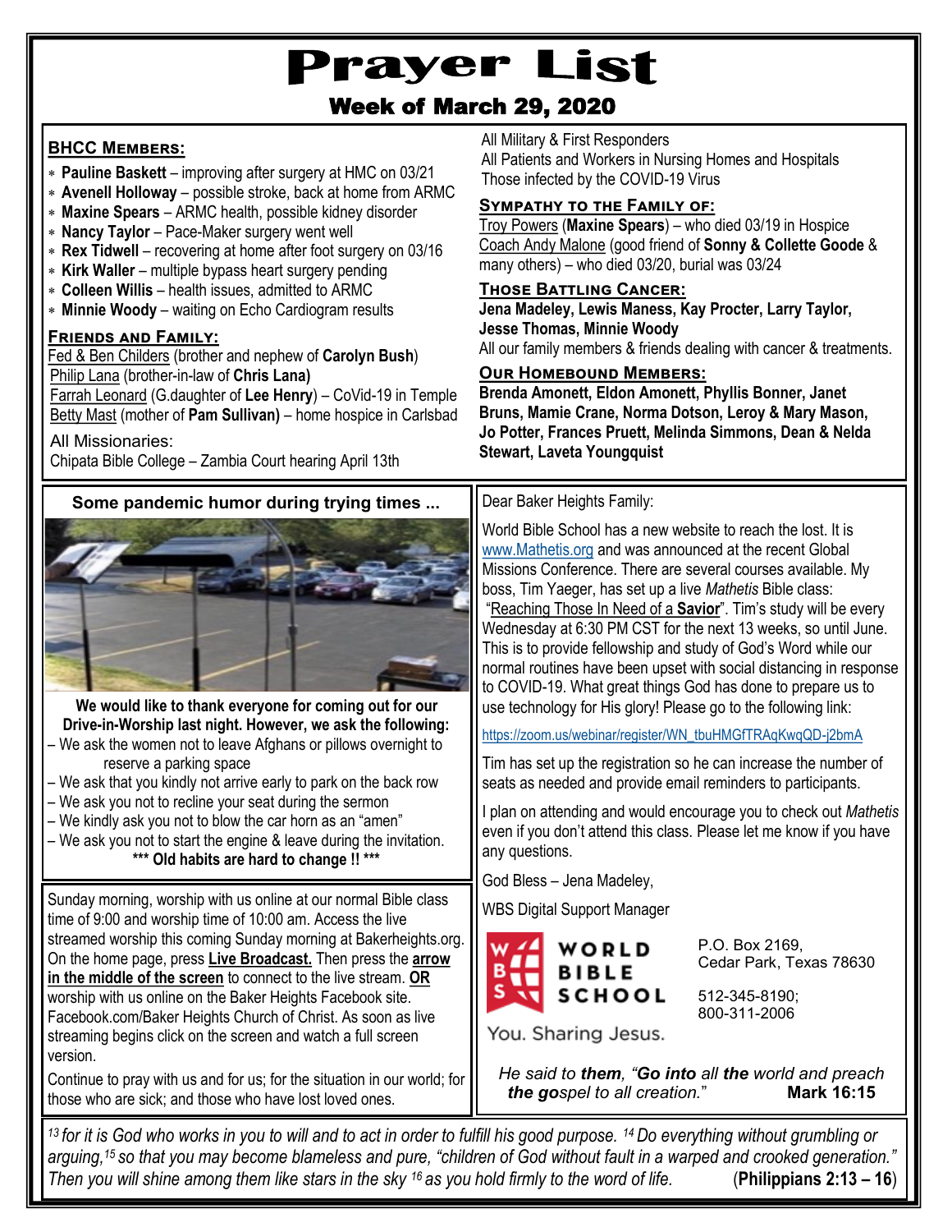# Prayer List

## Week of March 29, 2020

### BHCC Members:

- **Pauline Baskett** – improving after surgery at HMC on 03/21
- **Avenell Holloway** – possible stroke, back at home from ARMC
- **Maxine Spears** – ARMC health, possible kidney disorder
- **Nancy Taylor** – Pace-Maker surgery went well
- **Rex Tidwell** – recovering at home after foot surgery on 03/16
- **Kirk Walker** – multiple bypass heart surgery pending
- **Colleen Willis** – health issues, admitted to ARMC
- **Minnie Woody** – waiting on Echo Cardiogram results

### Friends and Family:

Fed & Ben Childers (brother and nephew of **Carolyn Bush**)
Philip Lana (brother-in-law of **Chris Lana)**
Farrah Leonard (G.daughter of **Lee Henry**) – CoVid-19 in Temple
Betty Mast (mother of **Pam Sullivan)** – home hospice in Carlsbad

All Missionaries:
Chipata Bible College – Zambia Court hearing April 13th

All Military & First Responders
All Patients and Workers in Nursing Homes and Hospitals
Those infected by the COVID-19 Virus

### Sympathy to the Family of:

Troy Powers (**Maxine Spears**) – who died 03/19 in Hospice
Coach Andy Malone (good friend of **Sonny & Collette Goode** & many others) – who died 03/20, burial was 03/24

### Those Battling Cancer:

**Jena Madeley, Lewis Maness, Kay Procter, Larry Taylor, Jesse Thomas, Minnie Woody**
All our family members & friends dealing with cancer & treatments.

### Our Homebound Members:

**Brenda Amonett, Eldon Amonett, Phyllis Bonner, Janet Bruns, Mamie Crane, Norma Dotson, Leroy & Mary Mason, Jo Potter, Frances Pruett, Melinda Simmons, Dean & Nelda Stewart, Laveta Youngquist**

---

**Some pandemic humor during trying times ...**

**We would like to thank everyone for coming out for our Drive-in-Worship last night. However, we ask the following:**

– We ask the women not to leave Afghans or pillows overnight to reserve a parking space
– We ask that you kindly not arrive early to park on the back row
– We ask you not to recline your seat during the sermon
– We kindly ask you not to blow the car horn as an "amen"
– We ask you not to start the engine & leave during the invitation.

**\*\*\* Old habits are hard to change !! \*\*\***

Sunday morning, worship with us online at our normal Bible class time of 9:00 and worship time of 10:00 am. Access the live streamed worship this coming Sunday morning at Bakerheights.org. On the home page, press **Live Broadcast.** Then press the **arrow in the middle of the screen** to connect to the live stream. **OR** worship with us online on the Baker Heights Facebook site. Facebook.com/Baker Heights Church of Christ. As soon as live streaming begins click on the screen and watch a full screen version.

Continue to pray with us and for us; for the situation in our world; for those who are sick; and those who have lost loved ones.

---

Dear Baker Heights Family:

World Bible School has a new website to reach the lost. It is www.Mathetis.org and was announced at the recent Global Missions Conference. There are several courses available. My boss, Tim Yaeger, has set up a live *Mathetis* Bible class: "Reaching Those In Need of a **Savior**". Tim's study will be every Wednesday at 6:30 PM CST for the next 13 weeks, so until June. This is to provide fellowship and study of God's Word while our normal routines have been upset with social distancing in response to COVID-19. What great things God has done to prepare us to use technology for His glory! Please go to the following link:

https://zoom.us/webinar/register/WN_tbuHMGfTRAqKwqQD-j2bmA

Tim has set up the registration so he can increase the number of seats as needed and provide email reminders to participants.

I plan on attending and would encourage you to check out *Mathetis* even if you don't attend this class. Please let me know if you have any questions.

God Bless – Jena Madeley,

WBS Digital Support Manager

WORLD BIBLE SCHOOL
You. Sharing Jesus.

P.O. Box 2169,
Cedar Park, Texas 78630

512-345-8190;
800-311-2006

*He said to **them**, "**Go into** all **the** world and preach **the go**spel to all creation."* **Mark 16:15**

---

*[13] for it is God who works in you to will and to act in order to fulfill his good purpose. [14] Do everything without grumbling or arguing,[15] so that you may become blameless and pure, "children of God without fault in a warped and crooked generation." Then you will shine among them like stars in the sky [16] as you hold firmly to the word of life.* (**Philippians 2:13 – 16**)